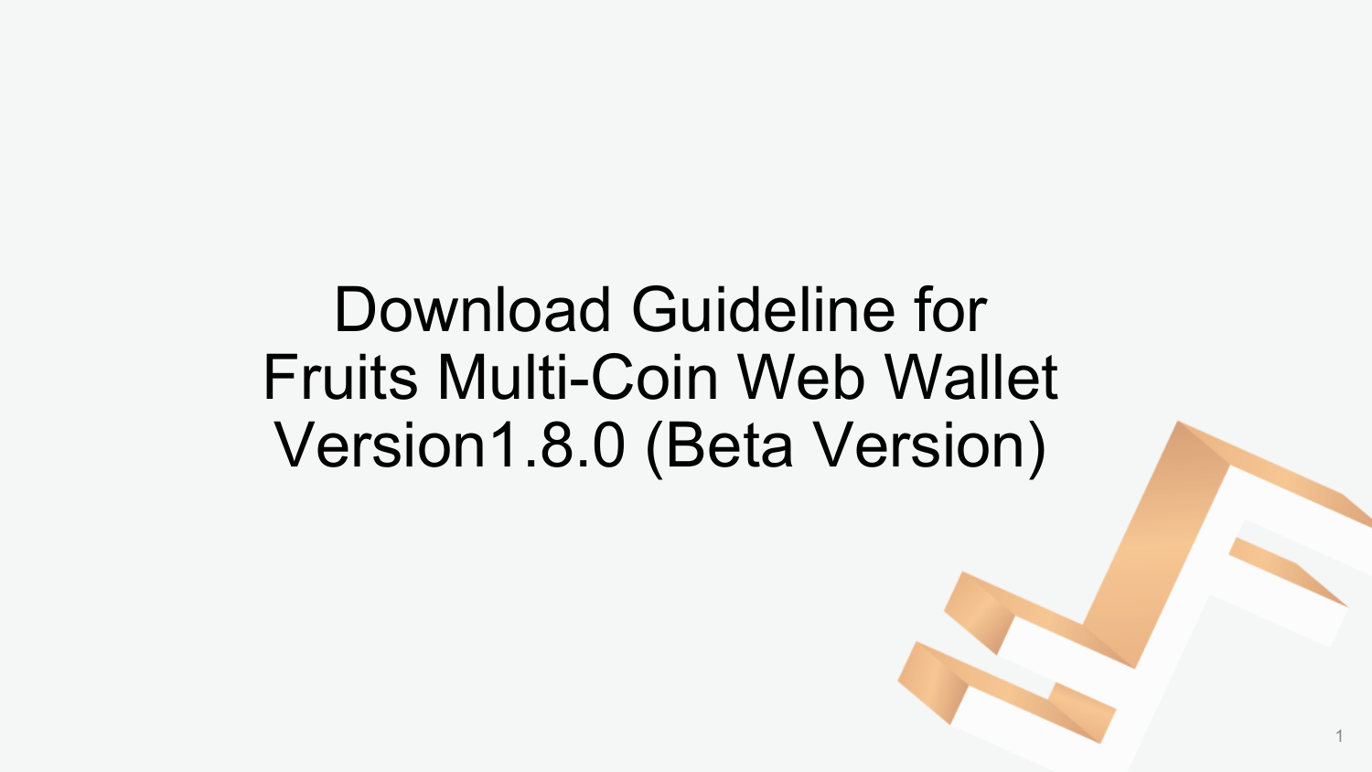# Download Guideline for Fruits Multi-Coin Web Wallet Version1.8.0 (Beta Version)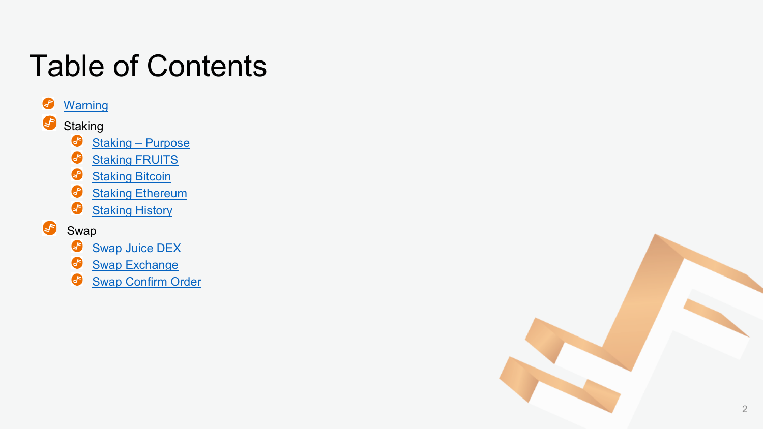# Table of Contents

- Warning
- Staking
  - Staking – Purpose
  - Staking FRUITS
  - Staking Bitcoin
  - Staking Ethereum
  - Staking History
- Swap
  - Swap Juice DEX
  - Swap Exchange
  - Swap Confirm Order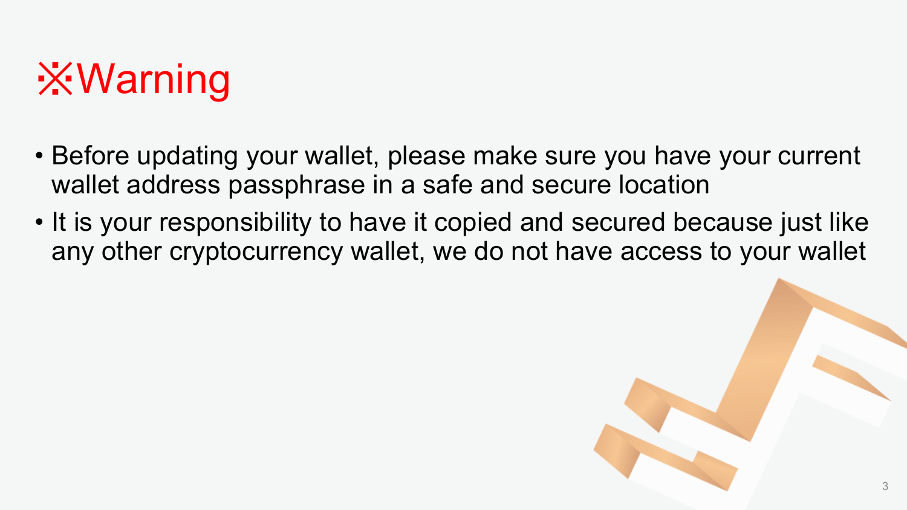# ※Warning

- Before updating your wallet, please make sure you have your current wallet address passphrase in a safe and secure location
- It is your responsibility to have it copied and secured because just like any other cryptocurrency wallet, we do not have access to your wallet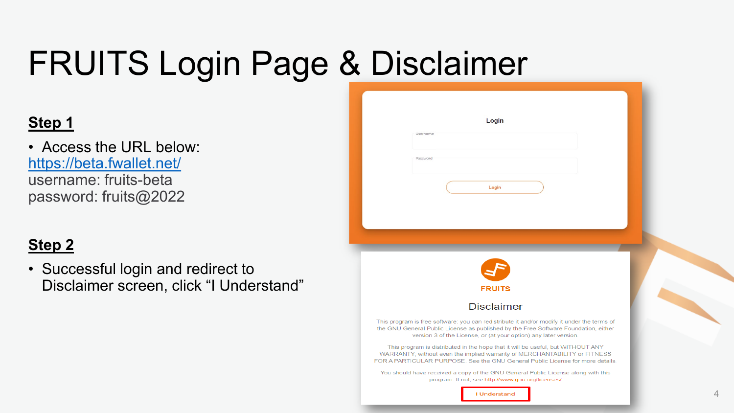# FRUITS Login Page & Disclaimer

**Step 1**

- Access the URL below:
  https://beta.fwallet.net/
  username: fruits-beta
  password: fruits@2022

**Step 2**

- Successful login and redirect to Disclaimer screen, click "I Understand"

Login

Username

Password

Login

FRUITS

Disclaimer

This program is free software: you can redistribute it and/or modify it under the terms of the GNU General Public License as published by the Free Software Foundation, either version 3 of the License, or (at your option) any later version.

This program is distributed in the hope that it will be useful, but WITHOUT ANY WARRANTY; without even the implied warranty of MERCHANTABILITY or FITNESS FOR A PARTICULAR PURPOSE. See the GNU General Public License for more details.

You should have received a copy of the GNU General Public License along with this program. If not, see http://www.gnu.org/licenses/

I Understand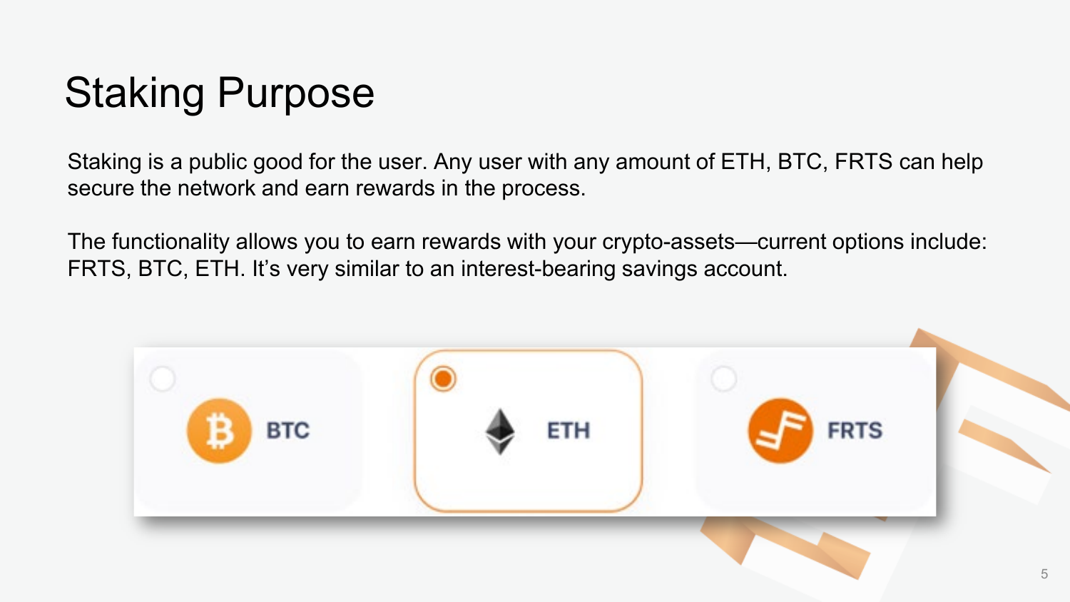# Staking Purpose

Staking is a public good for the user. Any user with any amount of ETH, BTC, FRTS can help secure the network and earn rewards in the process.

The functionality allows you to earn rewards with your crypto-assets—current options include: FRTS, BTC, ETH. It's very similar to an interest-bearing savings account.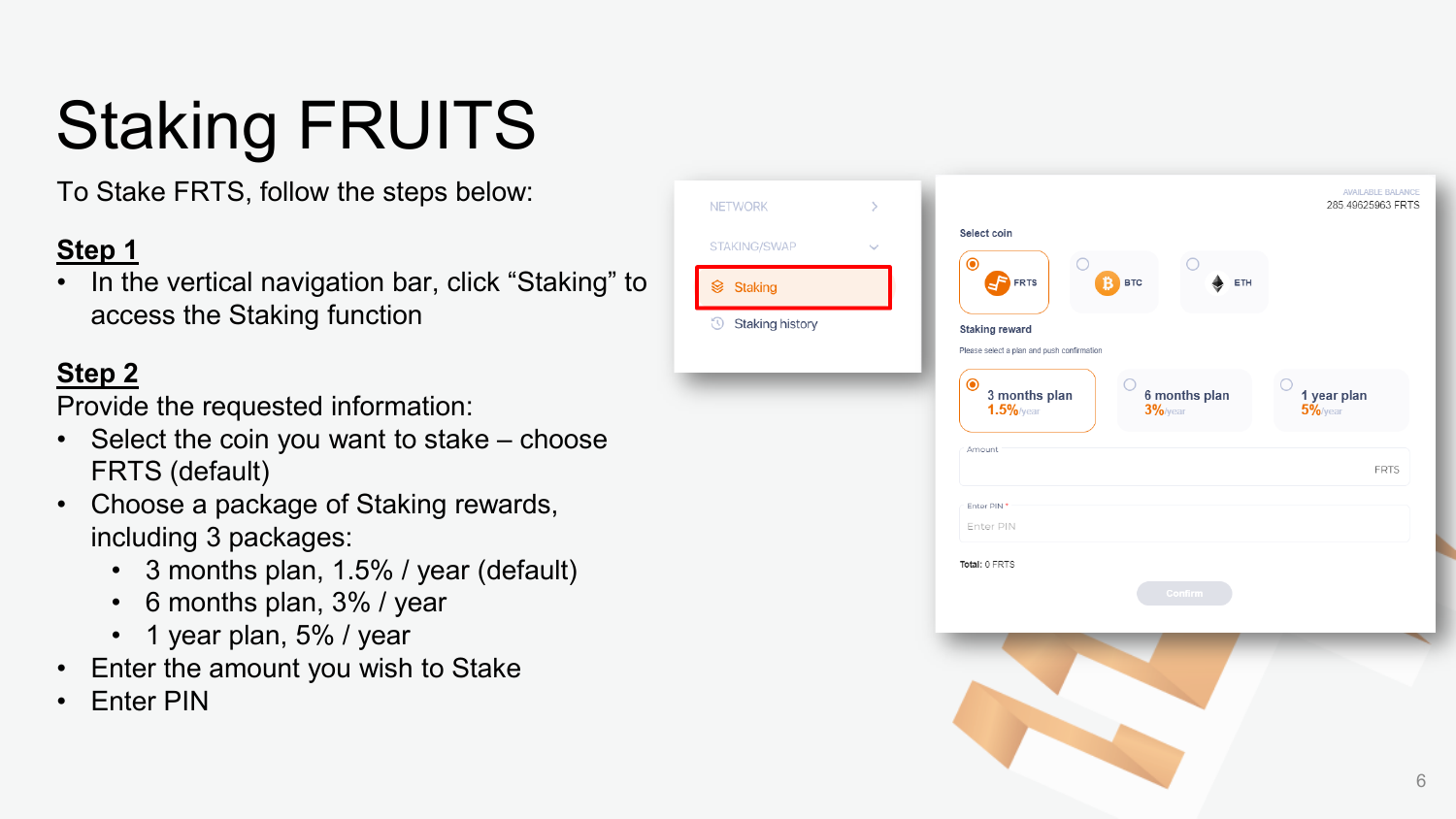# Staking FRUITS

To Stake FRTS, follow the steps below:

**Step 1**

- In the vertical navigation bar, click "Staking" to access the Staking function

**Step 2**

Provide the requested information:

- Select the coin you want to stake – choose FRTS (default)
- Choose a package of Staking rewards, including 3 packages:
  - 3 months plan, 1.5% / year (default)
  - 6 months plan, 3% / year
  - 1 year plan, 5% / year
- Enter the amount you wish to Stake
- Enter PIN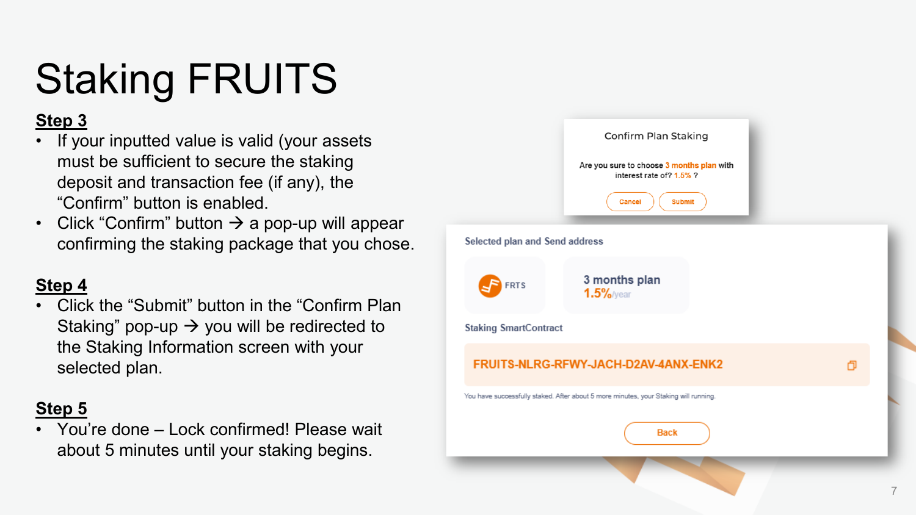# Staking FRUITS

**Step 3**

- If your inputted value is valid (your assets must be sufficient to secure the staking deposit and transaction fee (if any), the "Confirm" button is enabled.
- Click "Confirm" button → a pop-up will appear confirming the staking package that you chose.

**Step 4**

- Click the "Submit" button in the "Confirm Plan Staking" pop-up → you will be redirected to the Staking Information screen with your selected plan.

**Step 5**

- You're done – Lock confirmed! Please wait about 5 minutes until your staking begins.

Confirm Plan Staking

Are you sure to choose 3 months plan with interest rate of? 1.5% ?

Cancel | Submit

Selected plan and Send address

FRTS

3 months plan
1.5%/year

Staking SmartContract

FRUITS-NLRG-RFWY-JACH-D2AV-4ANX-ENK2

You have successfully staked. After about 5 more minutes, your Staking will running.

Back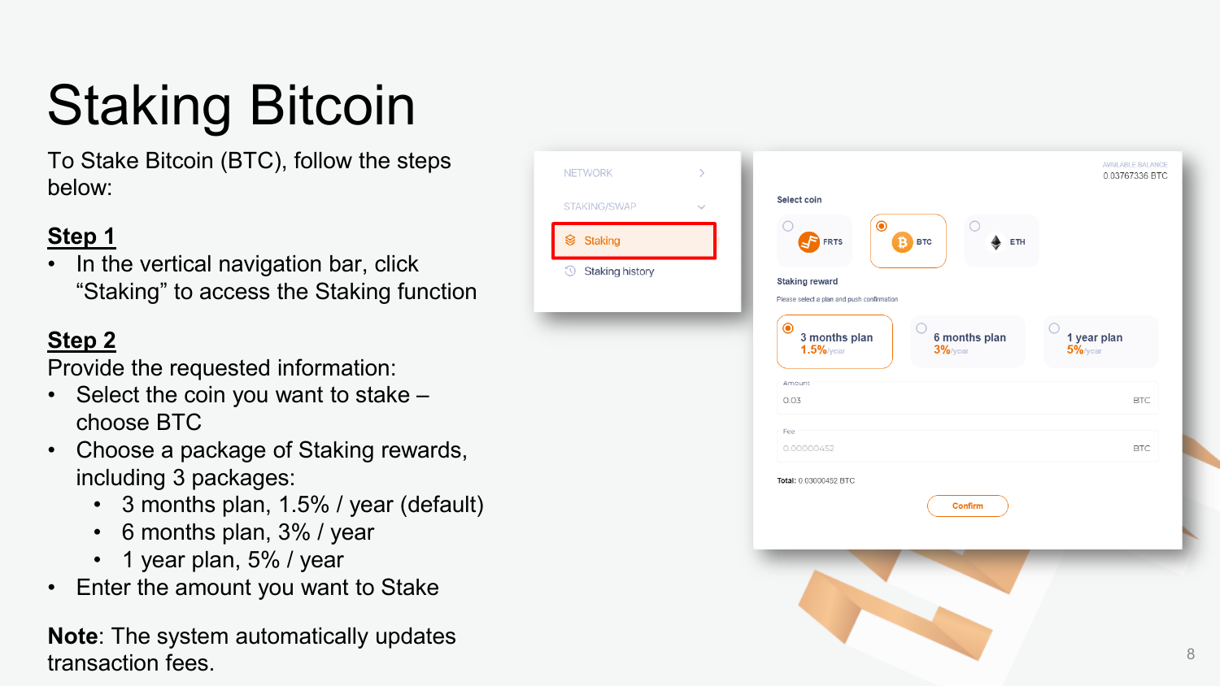# Staking Bitcoin

To Stake Bitcoin (BTC), follow the steps below:

**Step 1**

- In the vertical navigation bar, click "Staking" to access the Staking function

**Step 2**

Provide the requested information:

- Select the coin you want to stake – choose BTC
- Choose a package of Staking rewards, including 3 packages:
  - 3 months plan, 1.5% / year (default)
  - 6 months plan, 3% / year
  - 1 year plan, 5% / year
- Enter the amount you want to Stake

**Note**: The system automatically updates transaction fees.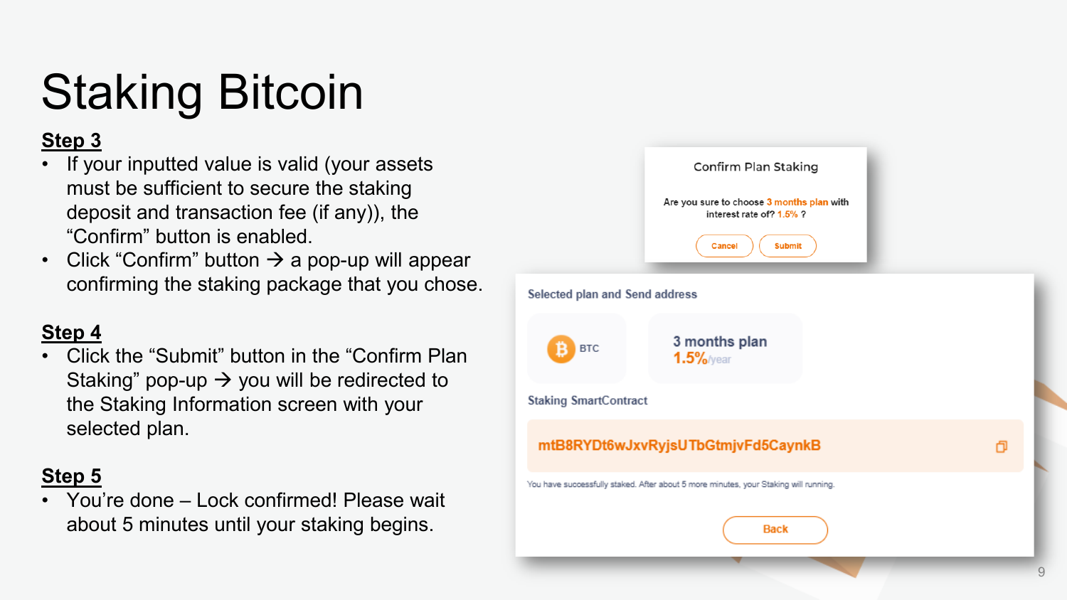# Staking Bitcoin

**Step 3**

- If your inputted value is valid (your assets must be sufficient to secure the staking deposit and transaction fee (if any)), the "Confirm" button is enabled.
- Click "Confirm" button → a pop-up will appear confirming the staking package that you chose.

**Step 4**

- Click the "Submit" button in the "Confirm Plan Staking" pop-up → you will be redirected to the Staking Information screen with your selected plan.

**Step 5**

- You're done – Lock confirmed! Please wait about 5 minutes until your staking begins.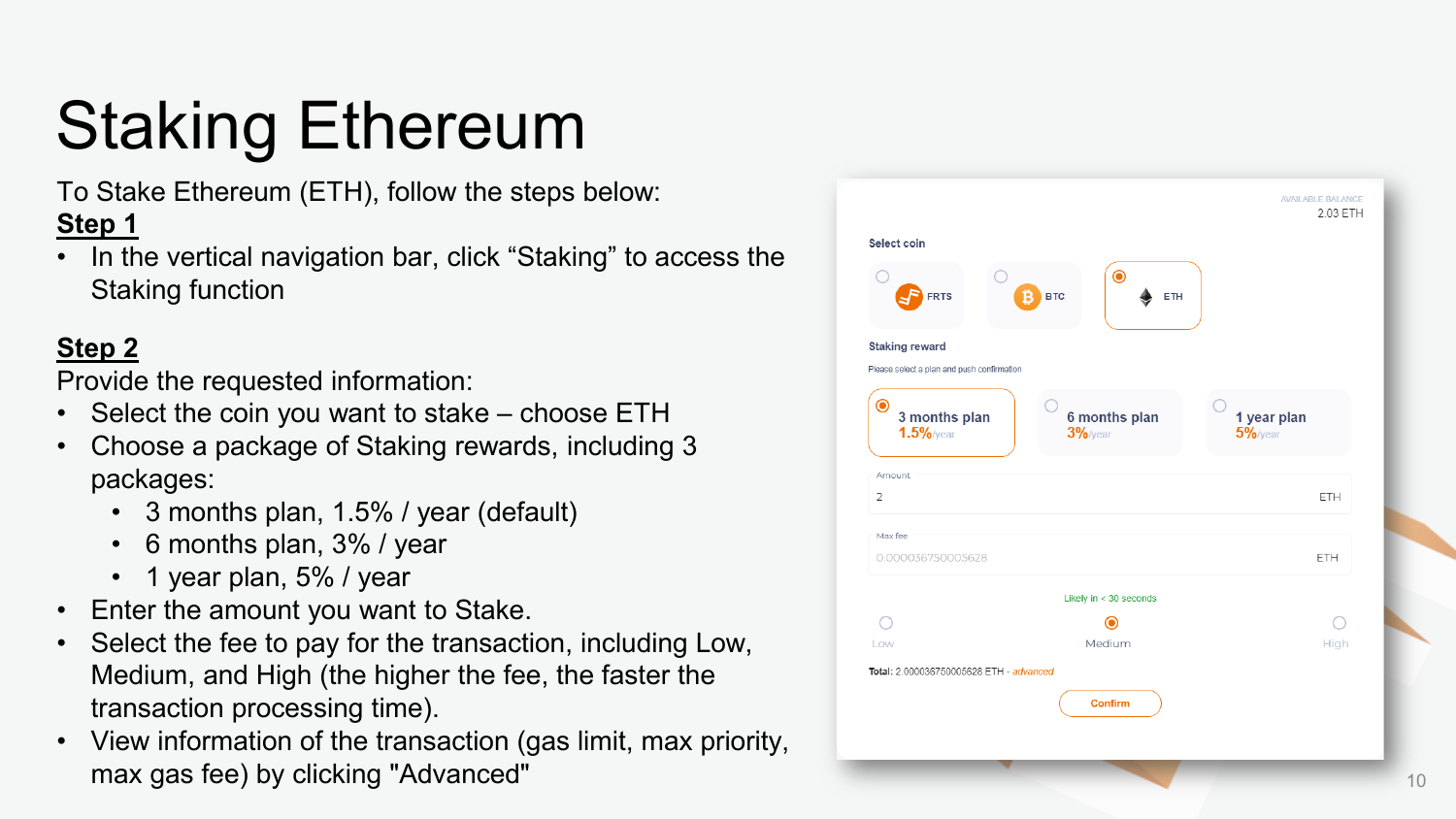# Staking Ethereum

To Stake Ethereum (ETH), follow the steps below:

**Step 1**

- In the vertical navigation bar, click "Staking" to access the Staking function

**Step 2**

Provide the requested information:

- Select the coin you want to stake – choose ETH
- Choose a package of Staking rewards, including 3 packages:
  - 3 months plan, 1.5% / year (default)
  - 6 months plan, 3% / year
  - 1 year plan, 5% / year
- Enter the amount you want to Stake.
- Select the fee to pay for the transaction, including Low, Medium, and High (the higher the fee, the faster the transaction processing time).
- View information of the transaction (gas limit, max priority, max gas fee) by clicking "Advanced"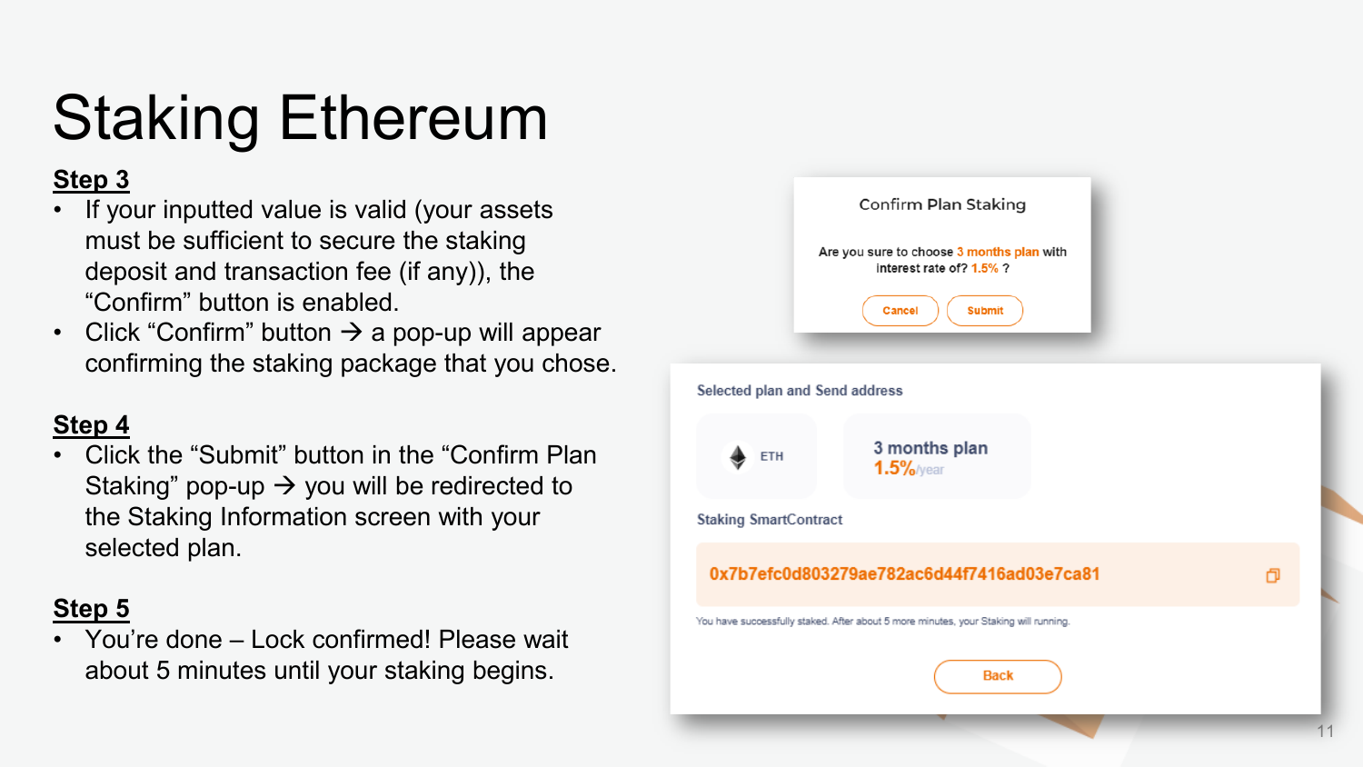# Staking Ethereum

**Step 3**

- If your inputted value is valid (your assets must be sufficient to secure the staking deposit and transaction fee (if any)), the “Confirm” button is enabled.
- Click “Confirm” button → a pop-up will appear confirming the staking package that you chose.

**Step 4**

- Click the “Submit” button in the “Confirm Plan Staking” pop-up → you will be redirected to the Staking Information screen with your selected plan.

**Step 5**

- You’re done – Lock confirmed! Please wait about 5 minutes until your staking begins.

Confirm Plan Staking

Are you sure to choose 3 months plan with interest rate of? 1.5% ?

Cancel Submit

Selected plan and Send address

ETH

3 months plan
1.5%/year

Staking SmartContract

0x7b7efc0d803279ae782ac6d44f7416ad03e7ca81

You have successfully staked. After about 5 more minutes, your Staking will running.

Back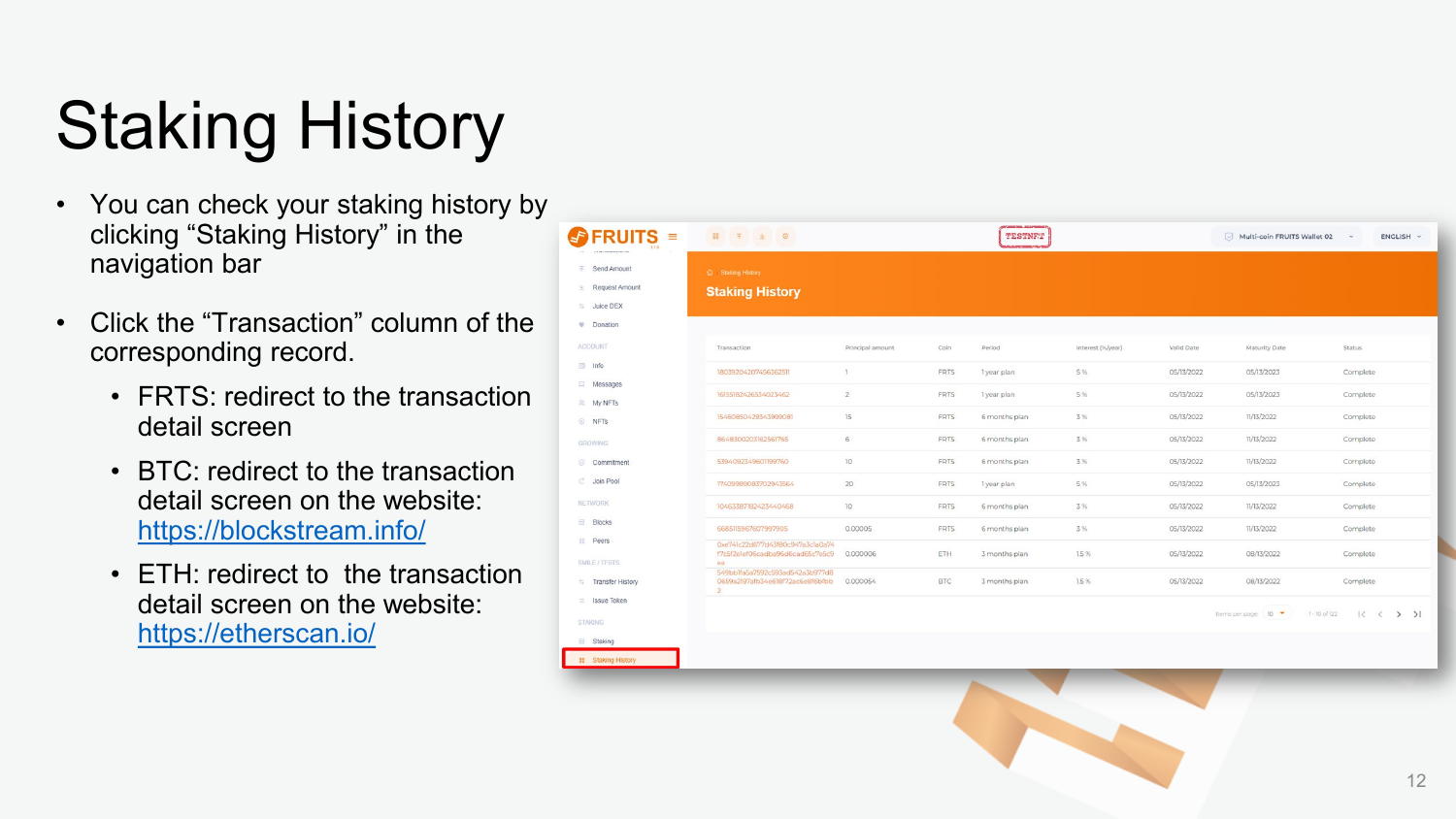# Staking History

- You can check your staking history by clicking “Staking History” in the navigation bar
- Click the “Transaction” column of the corresponding record.
  - FRTS: redirect to the transaction detail screen
  - BTC: redirect to the transaction detail screen on the website: https://blockstream.info/
  - ETH: redirect to the transaction detail screen on the website: https://etherscan.io/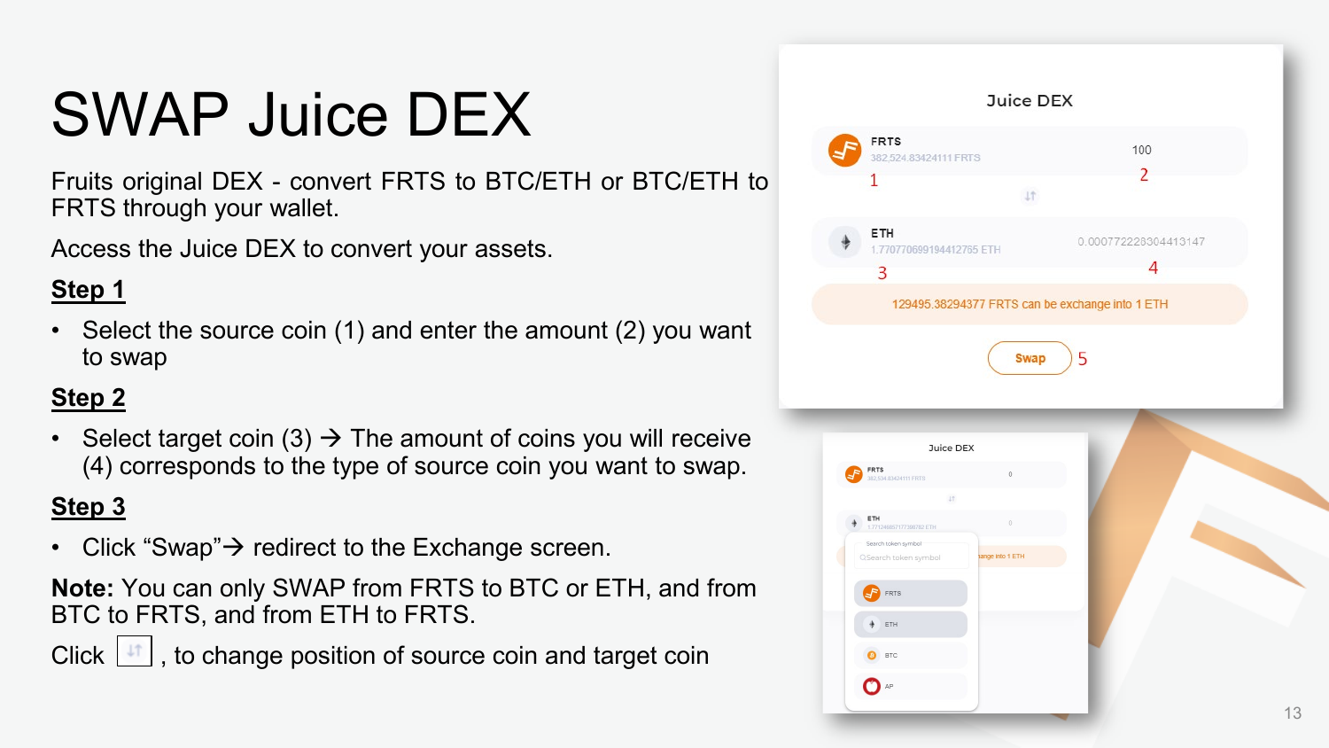# SWAP Juice DEX

Fruits original DEX - convert FRTS to BTC/ETH or BTC/ETH to FRTS through your wallet.

Access the Juice DEX to convert your assets.

**Step 1**

- Select the source coin (1) and enter the amount (2) you want to swap

**Step 2**

- Select target coin (3) → The amount of coins you will receive (4) corresponds to the type of source coin you want to swap.

**Step 3**

- Click "Swap"→ redirect to the Exchange screen.

**Note:** You can only SWAP from FRTS to BTC or ETH, and from BTC to FRTS, and from ETH to FRTS.

Click ⇅ , to change position of source coin and target coin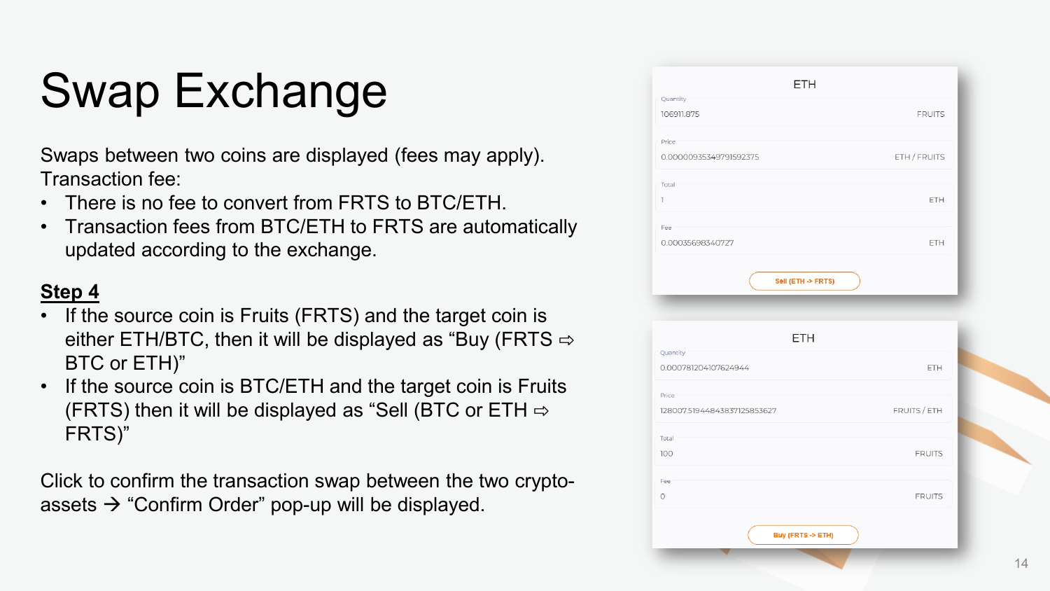# Swap Exchange

Swaps between two coins are displayed (fees may apply).
Transaction fee:

- There is no fee to convert from FRTS to BTC/ETH.
- Transaction fees from BTC/ETH to FRTS are automatically updated according to the exchange.

**Step 4**

- If the source coin is Fruits (FRTS) and the target coin is either ETH/BTC, then it will be displayed as “Buy (FRTS ⇨ BTC or ETH)”
- If the source coin is BTC/ETH and the target coin is Fruits (FRTS) then it will be displayed as “Sell (BTC or ETH ⇨ FRTS)”

Click to confirm the transaction swap between the two crypto-assets → “Confirm Order” pop-up will be displayed.

ETH

Quantity
106911.875 FRUITS

Price
0.0000093534979159237​5 ETH / FRUITS

Total
1 ETH

Fee
0.000356983407​27 ETH

Sell (ETH -> FRTS)

ETH

Quantity
0.000781204107624944 ETH

Price
128007.51944843837125853627 FRUITS / ETH

Total
100 FRUITS

Fee
0 FRUITS

Buy (FRTS -> ETH)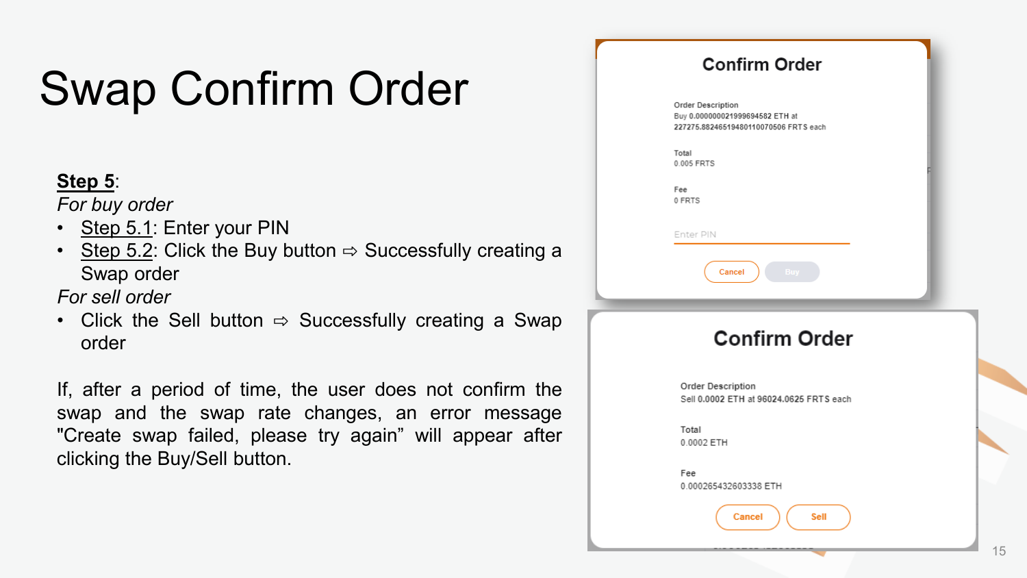# Swap Confirm Order

**Step 5**:

*For buy order*

- Step 5.1: Enter your PIN
- Step 5.2: Click the Buy button ⇨ Successfully creating a Swap order

*For sell order*

- Click the Sell button ⇨ Successfully creating a Swap order

If, after a period of time, the user does not confirm the swap and the swap rate changes, an error message "Create swap failed, please try again" will appear after clicking the Buy/Sell button.

**Confirm Order**

Order Description
Buy 0.000000021999694582 ETH at 227275.88246519480110070506 FRTS each

Total
0.005 FRTS

Fee
0 FRTS

Enter PIN

Cancel  Buy

**Confirm Order**

Order Description
Sell 0.0002 ETH at 96024.0625 FRTS each

Total
0.0002 ETH

Fee
0.000265432603338 ETH

Cancel  Sell